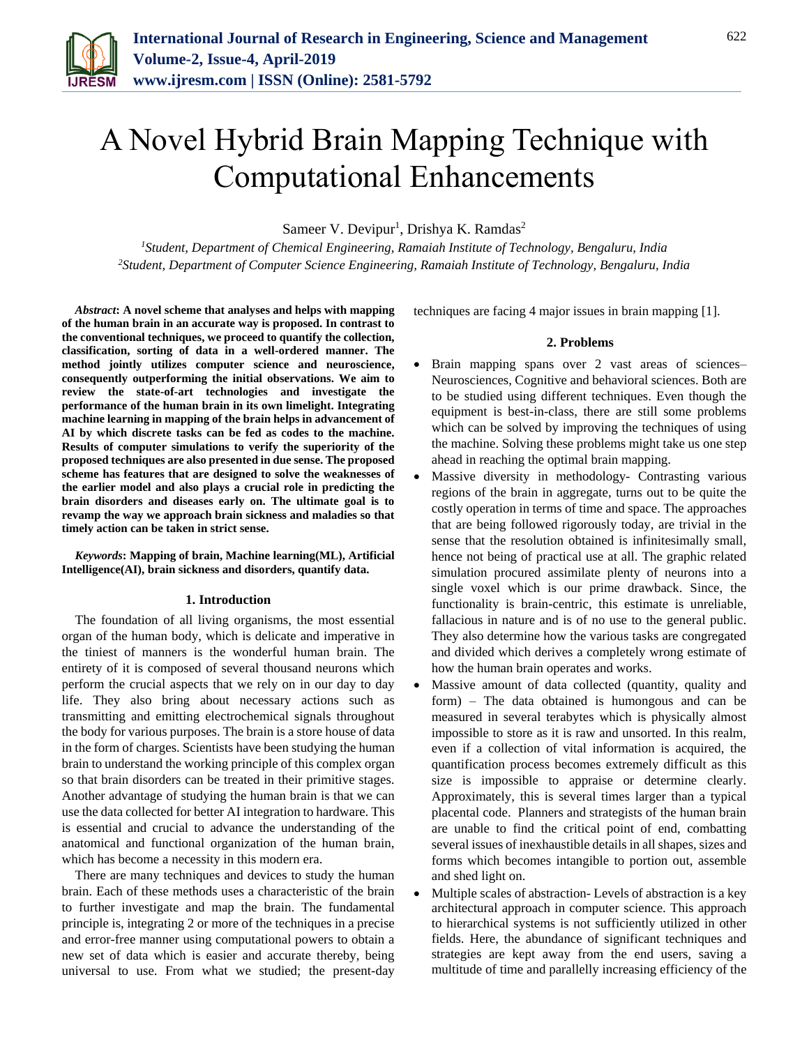# A Novel Hybrid Brain Mapping Technique with Computational Enhancements

Sameer V. Devipur[1], Drishya K. Ramdas[2]

[1]*Student, Department of Chemical Engineering, Ramaiah Institute of Technology, Bengaluru, India*
[2]*Student, Department of Computer Science Engineering, Ramaiah Institute of Technology, Bengaluru, India*

***Abstract*: A novel scheme that analyses and helps with mapping of the human brain in an accurate way is proposed. In contrast to the conventional techniques, we proceed to quantify the collection, classification, sorting of data in a well-ordered manner. The method jointly utilizes computer science and neuroscience, consequently outperforming the initial observations. We aim to review the state-of-art technologies and investigate the performance of the human brain in its own limelight. Integrating machine learning in mapping of the brain helps in advancement of AI by which discrete tasks can be fed as codes to the machine. Results of computer simulations to verify the superiority of the proposed techniques are also presented in due sense. The proposed scheme has features that are designed to solve the weaknesses of the earlier model and also plays a crucial role in predicting the brain disorders and diseases early on. The ultimate goal is to revamp the way we approach brain sickness and maladies so that timely action can be taken in strict sense.**

***Keywords*: Mapping of brain, Machine learning(ML), Artificial Intelligence(AI), brain sickness and disorders, quantify data.**

## 1. Introduction

The foundation of all living organisms, the most essential organ of the human body, which is delicate and imperative in the tiniest of manners is the wonderful human brain. The entirety of it is composed of several thousand neurons which perform the crucial aspects that we rely on in our day to day life. They also bring about necessary actions such as transmitting and emitting electrochemical signals throughout the body for various purposes. The brain is a store house of data in the form of charges. Scientists have been studying the human brain to understand the working principle of this complex organ so that brain disorders can be treated in their primitive stages. Another advantage of studying the human brain is that we can use the data collected for better AI integration to hardware. This is essential and crucial to advance the understanding of the anatomical and functional organization of the human brain, which has become a necessity in this modern era.

There are many techniques and devices to study the human brain. Each of these methods uses a characteristic of the brain to further investigate and map the brain. The fundamental principle is, integrating 2 or more of the techniques in a precise and error-free manner using computational powers to obtain a new set of data which is easier and accurate thereby, being universal to use. From what we studied; the present-day techniques are facing 4 major issues in brain mapping [1].

## 2. Problems

- Brain mapping spans over 2 vast areas of sciences– Neurosciences, Cognitive and behavioral sciences. Both are to be studied using different techniques. Even though the equipment is best-in-class, there are still some problems which can be solved by improving the techniques of using the machine. Solving these problems might take us one step ahead in reaching the optimal brain mapping.
- Massive diversity in methodology- Contrasting various regions of the brain in aggregate, turns out to be quite the costly operation in terms of time and space. The approaches that are being followed rigorously today, are trivial in the sense that the resolution obtained is infinitesimally small, hence not being of practical use at all. The graphic related simulation procured assimilate plenty of neurons into a single voxel which is our prime drawback. Since, the functionality is brain-centric, this estimate is unreliable, fallacious in nature and is of no use to the general public. They also determine how the various tasks are congregated and divided which derives a completely wrong estimate of how the human brain operates and works.
- Massive amount of data collected (quantity, quality and form) – The data obtained is humongous and can be measured in several terabytes which is physically almost impossible to store as it is raw and unsorted. In this realm, even if a collection of vital information is acquired, the quantification process becomes extremely difficult as this size is impossible to appraise or determine clearly. Approximately, this is several times larger than a typical placental code. Planners and strategists of the human brain are unable to find the critical point of end, combatting several issues of inexhaustible details in all shapes, sizes and forms which becomes intangible to portion out, assemble and shed light on.
- Multiple scales of abstraction- Levels of abstraction is a key architectural approach in computer science. This approach to hierarchical systems is not sufficiently utilized in other fields. Here, the abundance of significant techniques and strategies are kept away from the end users, saving a multitude of time and parallelly increasing efficiency of the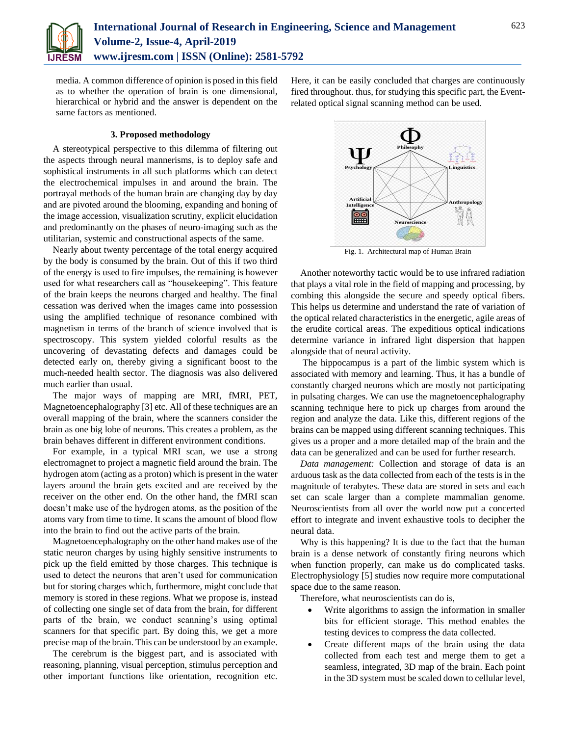media. A common difference of opinion is posed in this field as to whether the operation of brain is one dimensional, hierarchical or hybrid and the answer is dependent on the same factors as mentioned.

### 3. Proposed methodology

A stereotypical perspective to this dilemma of filtering out the aspects through neural mannerisms, is to deploy safe and sophistical instruments in all such platforms which can detect the electrochemical impulses in and around the brain. The portrayal methods of the human brain are changing day by day and are pivoted around the blooming, expanding and honing of the image accession, visualization scrutiny, explicit elucidation and predominantly on the phases of neuro-imaging such as the utilitarian, systemic and constructional aspects of the same.

Nearly about twenty percentage of the total energy acquired by the body is consumed by the brain. Out of this if two third of the energy is used to fire impulses, the remaining is however used for what researchers call as "housekeeping". This feature of the brain keeps the neurons charged and healthy. The final cessation was derived when the images came into possession using the amplified technique of resonance combined with magnetism in terms of the branch of science involved that is spectroscopy. This system yielded colorful results as the uncovering of devastating defects and damages could be detected early on, thereby giving a significant boost to the much-needed health sector. The diagnosis was also delivered much earlier than usual.

The major ways of mapping are MRI, fMRI, PET, Magnetoencephalography [3] etc. All of these techniques are an overall mapping of the brain, where the scanners consider the brain as one big lobe of neurons. This creates a problem, as the brain behaves different in different environment conditions.

For example, in a typical MRI scan, we use a strong electromagnet to project a magnetic field around the brain. The hydrogen atom (acting as a proton) which is present in the water layers around the brain gets excited and are received by the receiver on the other end. On the other hand, the fMRI scan doesn't make use of the hydrogen atoms, as the position of the atoms vary from time to time. It scans the amount of blood flow into the brain to find out the active parts of the brain.

Magnetoencephalography on the other hand makes use of the static neuron charges by using highly sensitive instruments to pick up the field emitted by those charges. This technique is used to detect the neurons that aren't used for communication but for storing charges which, furthermore, might conclude that memory is stored in these regions. What we propose is, instead of collecting one single set of data from the brain, for different parts of the brain, we conduct scanning's using optimal scanners for that specific part. By doing this, we get a more precise map of the brain. This can be understood by an example.

The cerebrum is the biggest part, and is associated with reasoning, planning, visual perception, stimulus perception and other important functions like orientation, recognition etc. Here, it can be easily concluded that charges are continuously fired throughout. thus, for studying this specific part, the Event-related optical signal scanning method can be used.

Fig. 1. Architectural map of Human Brain

Another noteworthy tactic would be to use infrared radiation that plays a vital role in the field of mapping and processing, by combing this alongside the secure and speedy optical fibers. This helps us determine and understand the rate of variation of the optical related characteristics in the energetic, agile areas of the erudite cortical areas. The expeditious optical indications determine variance in infrared light dispersion that happen alongside that of neural activity.

The hippocampus is a part of the limbic system which is associated with memory and learning. Thus, it has a bundle of constantly charged neurons which are mostly not participating in pulsating charges. We can use the magnetoencephalography scanning technique here to pick up charges from around the region and analyze the data. Like this, different regions of the brains can be mapped using different scanning techniques. This gives us a proper and a more detailed map of the brain and the data can be generalized and can be used for further research.

*Data management:* Collection and storage of data is an arduous task as the data collected from each of the tests is in the magnitude of terabytes. These data are stored in sets and each set can scale larger than a complete mammalian genome. Neuroscientists from all over the world now put a concerted effort to integrate and invent exhaustive tools to decipher the neural data.

Why is this happening? It is due to the fact that the human brain is a dense network of constantly firing neurons which when function properly, can make us do complicated tasks. Electrophysiology [5] studies now require more computational space due to the same reason.

Therefore, what neuroscientists can do is,

- Write algorithms to assign the information in smaller bits for efficient storage. This method enables the testing devices to compress the data collected.
- Create different maps of the brain using the data collected from each test and merge them to get a seamless, integrated, 3D map of the brain. Each point in the 3D system must be scaled down to cellular level,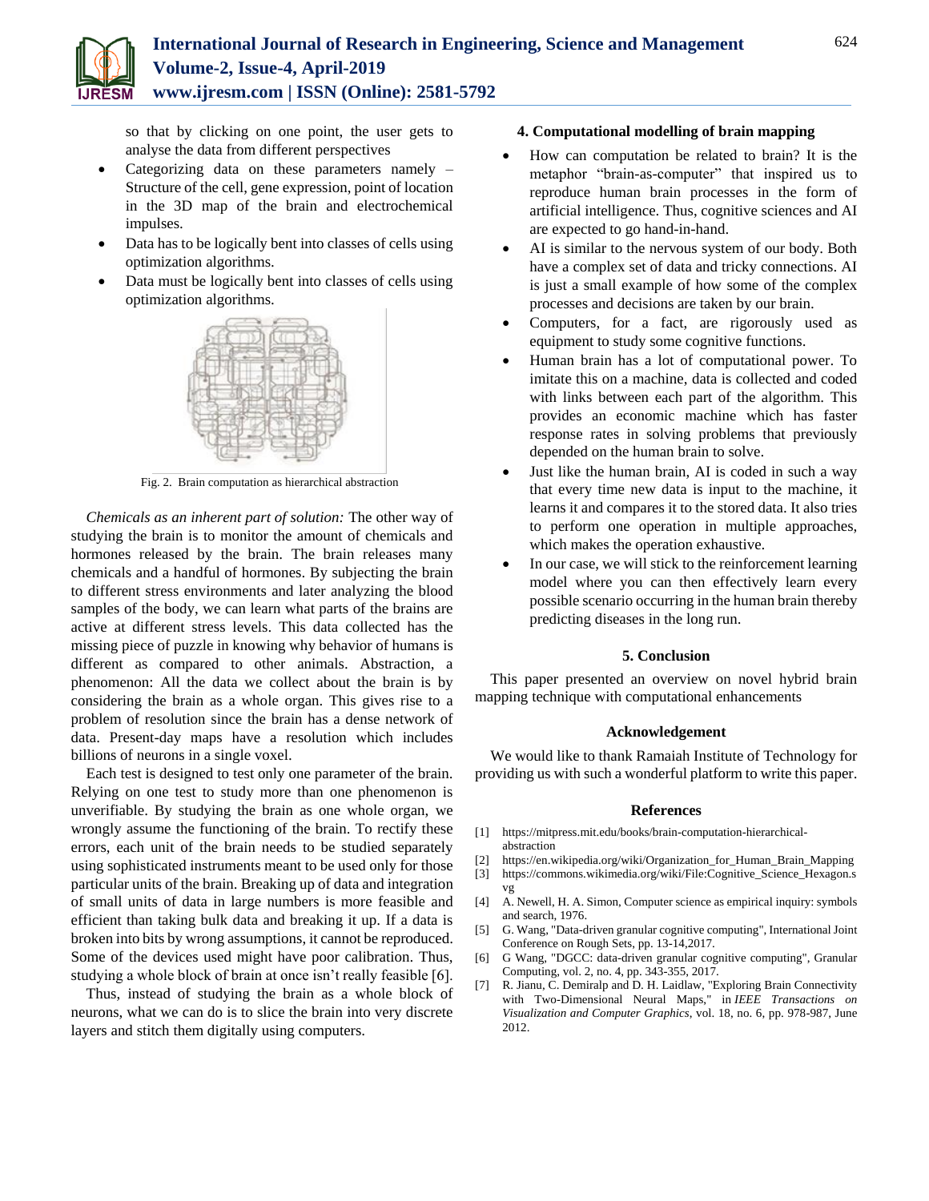so that by clicking on one point, the user gets to analyse the data from different perspectives

- Categorizing data on these parameters namely – Structure of the cell, gene expression, point of location in the 3D map of the brain and electrochemical impulses.
- Data has to be logically bent into classes of cells using optimization algorithms.
- Data must be logically bent into classes of cells using optimization algorithms.

Fig. 2. Brain computation as hierarchical abstraction

*Chemicals as an inherent part of solution:* The other way of studying the brain is to monitor the amount of chemicals and hormones released by the brain. The brain releases many chemicals and a handful of hormones. By subjecting the brain to different stress environments and later analyzing the blood samples of the body, we can learn what parts of the brains are active at different stress levels. This data collected has the missing piece of puzzle in knowing why behavior of humans is different as compared to other animals. Abstraction, a phenomenon: All the data we collect about the brain is by considering the brain as a whole organ. This gives rise to a problem of resolution since the brain has a dense network of data. Present-day maps have a resolution which includes billions of neurons in a single voxel.

Each test is designed to test only one parameter of the brain. Relying on one test to study more than one phenomenon is unverifiable. By studying the brain as one whole organ, we wrongly assume the functioning of the brain. To rectify these errors, each unit of the brain needs to be studied separately using sophisticated instruments meant to be used only for those particular units of the brain. Breaking up of data and integration of small units of data in large numbers is more feasible and efficient than taking bulk data and breaking it up. If a data is broken into bits by wrong assumptions, it cannot be reproduced. Some of the devices used might have poor calibration. Thus, studying a whole block of brain at once isn't really feasible [6].

Thus, instead of studying the brain as a whole block of neurons, what we can do is to slice the brain into very discrete layers and stitch them digitally using computers.

## 4. Computational modelling of brain mapping

- How can computation be related to brain? It is the metaphor "brain-as-computer" that inspired us to reproduce human brain processes in the form of artificial intelligence. Thus, cognitive sciences and AI are expected to go hand-in-hand.
- AI is similar to the nervous system of our body. Both have a complex set of data and tricky connections. AI is just a small example of how some of the complex processes and decisions are taken by our brain.
- Computers, for a fact, are rigorously used as equipment to study some cognitive functions.
- Human brain has a lot of computational power. To imitate this on a machine, data is collected and coded with links between each part of the algorithm. This provides an economic machine which has faster response rates in solving problems that previously depended on the human brain to solve.
- Just like the human brain, AI is coded in such a way that every time new data is input to the machine, it learns it and compares it to the stored data. It also tries to perform one operation in multiple approaches, which makes the operation exhaustive.
- In our case, we will stick to the reinforcement learning model where you can then effectively learn every possible scenario occurring in the human brain thereby predicting diseases in the long run.

## 5. Conclusion

This paper presented an overview on novel hybrid brain mapping technique with computational enhancements

## Acknowledgement

We would like to thank Ramaiah Institute of Technology for providing us with such a wonderful platform to write this paper.

## References

[1] https://mitpress.mit.edu/books/brain-computation-hierarchical-abstraction

[2] https://en.wikipedia.org/wiki/Organization_for_Human_Brain_Mapping

[3] https://commons.wikimedia.org/wiki/File:Cognitive_Science_Hexagon.svg

[4] A. Newell, H. A. Simon, Computer science as empirical inquiry: symbols and search, 1976.

[5] G. Wang, "Data-driven granular cognitive computing", International Joint Conference on Rough Sets, pp. 13-14,2017.

[6] G Wang, "DGCC: data-driven granular cognitive computing", Granular Computing, vol. 2, no. 4, pp. 343-355, 2017.

[7] R. Jianu, C. Demiralp and D. H. Laidlaw, "Exploring Brain Connectivity with Two-Dimensional Neural Maps," in *IEEE Transactions on Visualization and Computer Graphics*, vol. 18, no. 6, pp. 978-987, June 2012.